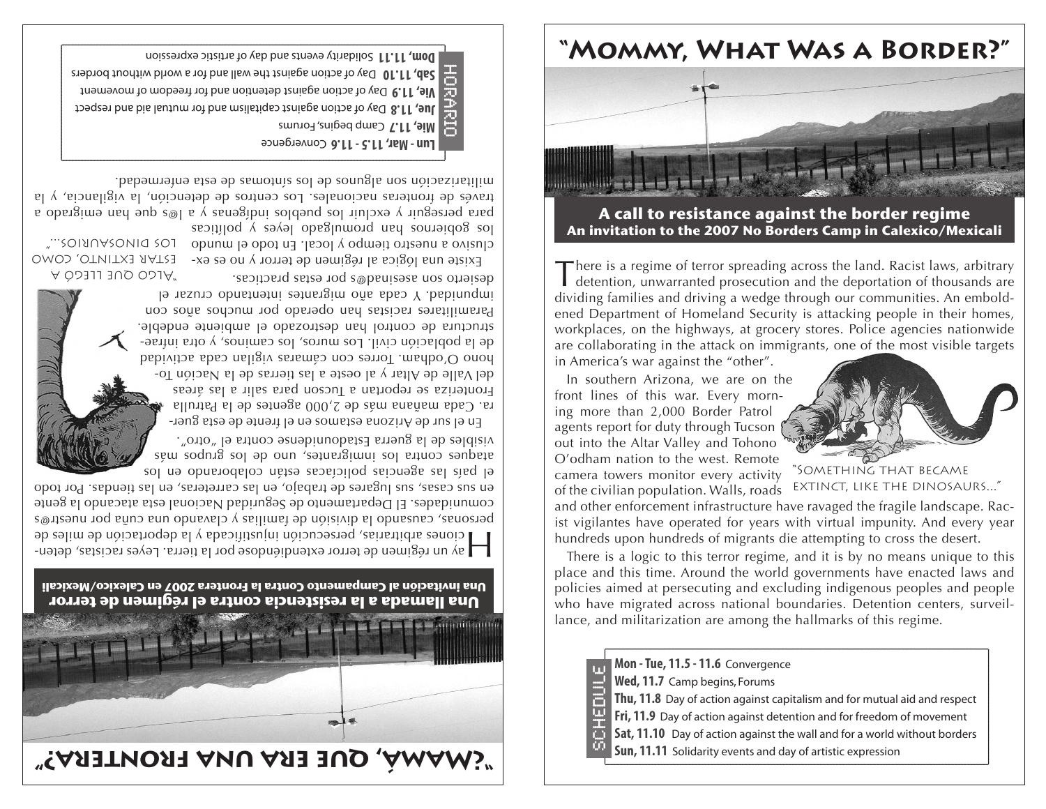# "¿Mamá, qué era una frontera?"

## Una llamada a la resistencia contra el régimen de terror

**Una invitación al Campamento Contra la Frontera 2007 en Calexico/Mexicali**

Hay un régimen de terror extendiéndose por la tierra. Leyes racistas, detenciones arbitrarias, persecución injustificada y la deportación de miles de personas, causando la división de familias y clavando una cuña por nuestr@s comunidades. El Departamento de Seguridad Nacional esta atacando la gente en sus casas, sus lugares de trabajo, en las carreteras, en las tiendas. Por todo el país las agencias policiacas están colaborando en los ataques contra los inmigrantes, uno de los grupos más visibles de la guerra Estadounidense contra el "otro".

En el sur de Arizona estamos en el frente de esta guerra. Cada mañana más de 2,000 agentes de la Patrulla Fronteriza se reportan a Tucson para salir a las áreas del Valle de Altar y al oeste a las tierras de la Nación Tohono O'odham. Torres con cámaras vigilan cada actividad de la población civil. Los muros, los caminos, y otra infraestructura de control han destrozado el ambiente endeble. Paramilitares racistas han operado por muchos años con impunidad. Y cada año migrantes intentando cruzar el desierto son asesinad@s por estas practicas.

"Algo que llegó a estar extinto, como los dinosaurios..."

Existe una lógica al régimen de terror y no es exclusivo a nuestro tiempo y local. En todo el mundo los gobiernos han promulgado leyes y políticas para perseguir y excluir los pueblos indígenas y a l@s que han emigrado a través de fronteras nacionales. Los centros de detención, la vigilancia, y la militarización son algunos de los síntomas de esta enfermedad.

**HORARIO**

- **Lun - Mar, 11.5 - 11.6** Convergence
- **Mie, 11.7** Camp begins, Forums
- **Jue, 11.8** Day of action against capitalism and for mutual aid and respect
- **Vie, 11.9** Day of action against detention and for freedom of movement
- **Sab, 11.10** Day of action against the wall and for a world without borders
- **Dom, 11.11** Solidarity events and day of artistic expression

# "Mommy, What Was a Border?"

## A call to resistance against the border regime

**An invitation to the 2007 No Borders Camp in Calexico/Mexicali**

There is a regime of terror spreading across the land. Racist laws, arbitrary detention, unwarranted prosecution and the deportation of thousands are dividing families and driving a wedge through our communities. An emboldened Department of Homeland Security is attacking people in their homes, workplaces, on the highways, at grocery stores. Police agencies nationwide are collaborating in the attack on immigrants, one of the most visible targets in America's war against the "other".

In southern Arizona, we are on the front lines of this war. Every morning more than 2,000 Border Patrol agents report for duty through Tucson out into the Altar Valley and Tohono O'odham nation to the west. Remote camera towers monitor every activity of the civilian population. Walls, roads and other enforcement infrastructure have ravaged the fragile landscape. Racist vigilantes have operated for years with virtual impunity. And every year hundreds upon hundreds of migrants die attempting to cross the desert.

"Something that became extinct, like the dinosaurs..."

There is a logic to this terror regime, and it is by no means unique to this place and this time. Around the world governments have enacted laws and policies aimed at persecuting and excluding indigenous peoples and people who have migrated across national boundaries. Detention centers, surveillance, and militarization are among the hallmarks of this regime.

**SCHEDULE**

- **Mon - Tue, 11.5 - 11.6** Convergence
- **Wed, 11.7** Camp begins, Forums
- **Thu, 11.8** Day of action against capitalism and for mutual aid and respect
- **Fri, 11.9** Day of action against detention and for freedom of movement
- **Sat, 11.10** Day of action against the wall and for a world without borders
- **Sun, 11.11** Solidarity events and day of artistic expression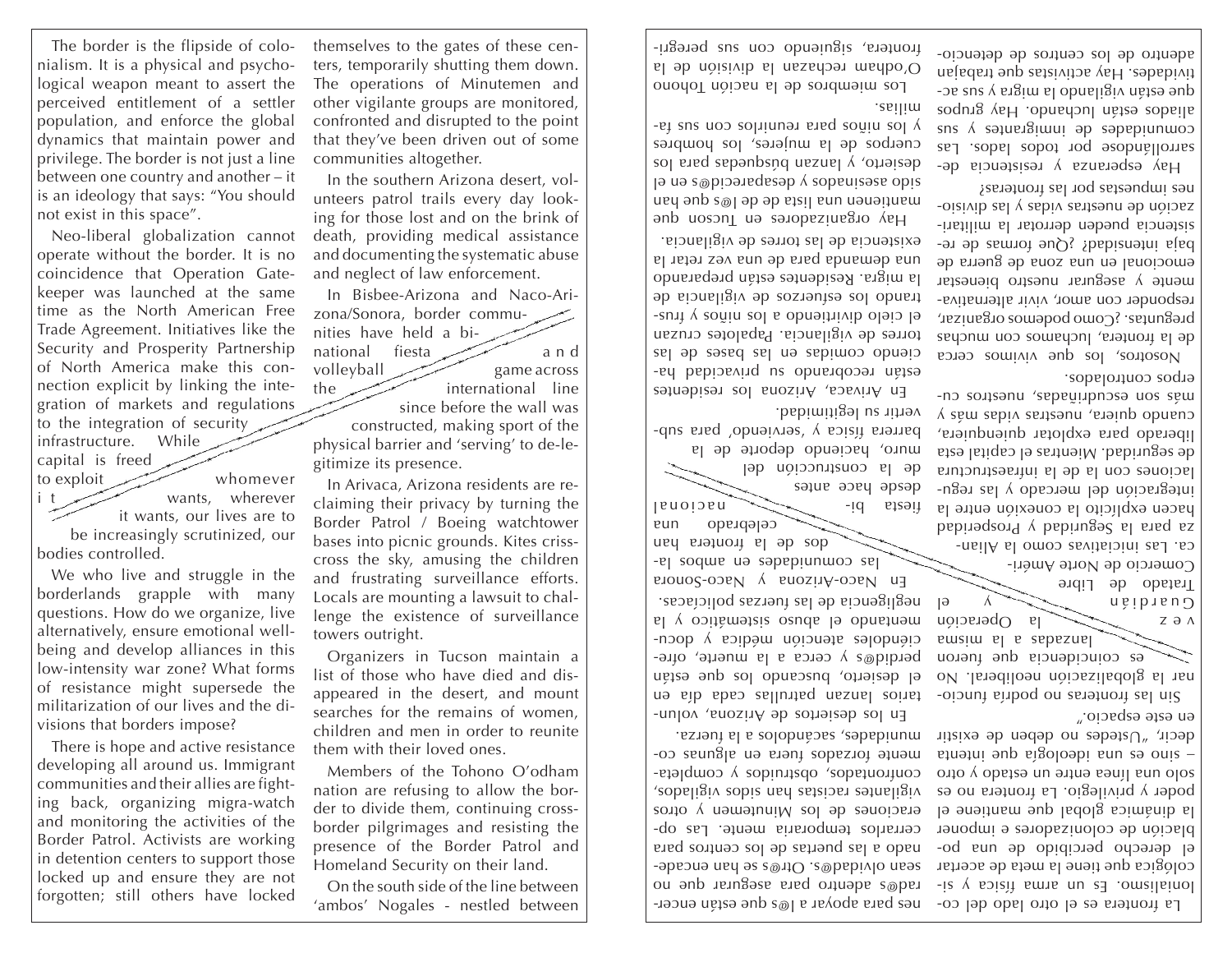The border is the flipside of colonialism. It is a physical and psychological weapon meant to assert the perceived entitlement of a settler population, and enforce the global dynamics that maintain power and privilege. The border is not just a line between one country and another – it is an ideology that says: "You should not exist in this space".

Neo-liberal globalization cannot operate without the border. It is no coincidence that Operation Gatekeeper was launched at the same time as the North American Free Trade Agreement. Initiatives like the Security and Prosperity Partnership of North America make this connection explicit by linking the integration of markets and regulations to the integration of security infrastructure. While capital is freed to exploit whomever it wants, wherever it wants, our lives are to be increasingly scrutinized, our bodies controlled.

We who live and struggle in the borderlands grapple with many questions. How do we organize, live alternatively, ensure emotional wellbeing and develop alliances in this low-intensity war zone? What forms of resistance might supersede the militarization of our lives and the divisions that borders impose?

There is hope and active resistance developing all around us. Immigrant communities and their allies are fighting back, organizing migra-watch and monitoring the activities of the Border Patrol. Activists are working in detention centers to support those locked up and ensure they are not forgotten; still others have locked themselves to the gates of these centers, temporarily shutting them down. The operations of Minutemen and other vigilante groups are monitored, confronted and disrupted to the point that they've been driven out of some communities altogether.

In the southern Arizona desert, volunteers patrol trails every day looking for those lost and on the brink of death, providing medical assistance and documenting the systematic abuse and neglect of law enforcement.

In Bisbee-Arizona and Naco-Arizona/Sonora, border communities have held a bi-national fiesta and volleyball game across the international line since before the wall was constructed, making sport of the physical barrier and 'serving' to de-legitimize its presence.

In Arivaca, Arizona residents are reclaiming their privacy by turning the Border Patrol / Boeing watchtower bases into picnic grounds. Kites crisscross the sky, amusing the children and frustrating surveillance efforts. Locals are mounting a lawsuit to challenge the existence of surveillance towers outright.

Organizers in Tucson maintain a list of those who have died and disappeared in the desert, and mount searches for the remains of women, children and men in order to reunite them with their loved ones.

Members of the Tohono O'odham nation are refusing to allow the border to divide them, continuing cross-border pilgrimages and resisting the presence of the Border Patrol and Homeland Security on their land.

On the south side of the line between 'ambos' Nogales - nestled between

La frontera es el otro lado del colonialismo. Es un arma física y sicológica que tiene la meta de acertar el derecho percibido de una población de colonizadores e imponer la dinámica global que mantiene el poder y privilegio. La frontera no es solo una línea entre un estado y otro – sino es una ideología que intenta decir, „Ustedes no deben de existir en este espacio."

Sin las fronteras no podría funcionar la globalización neoliberal. No es coincidencia que fueron lanzadas a la misma vez la Operación Guardián y el Tratado de Libre Comercio de Norte América. Las iniciativas como la Alianza para la Seguridad y Prosperidad hacen explícito la conexión entre la integración del mercado y las regulaciones con la de la infraestructura de seguridad. Mientras el capital está liberado para explotar quienquiera, cuando quiera, nuestras vidas más y más son escudriñadas, nuestros cuerpos controlados.

Nosotros, los que vivimos cerca de la frontera, luchamos con muchas preguntas. ¿Como podemos organizar, responder con amor, vivir alternativamente y asegurar nuestro bienestar emocional en una zona de guerra de baja intensidad? ¿Qué formas de resistencia pueden derrotar la militarización de nuestras vidas y las divisiones impuestas por las fronteras?

Hay esperanza y resistencia desarrollándose por todos lados. Las comunidades de inmigrantes y sus aliados están luchando. Hay grupos que están vigilando la migra y sus actividades. Hay activistas que trabajan adentro de los centros de detenciones para apoyar a l@s que están encerrad@s adentro para asegurar que no sean olvidad@s. Otr@s se han encadenado a las puertas de los centros para cerrarlos temporaria mente. Las operaciones de los Minutemen y otros vigilantes racistas han sidos vigilados, confrontados, obstruidos y completamente forzados fuera en algunas comunidades, sacándolos a la fuerza.

En los desiertos de Arizona, voluntarios lanzan patrullas cada día en el desierto, buscando los que están perdid@s y cerca a la muerte, ofreciéndoles atención médica y documentando el abuso sistemático y la negligencia de las fuerzas policiacas.

En Naco-Arizona y Naco-Sonora las comunidades en ambos lados de la frontera han celebrado una fiesta bi-nacional desde hace antes de la construcción del muro, haciendo deporte de la barrera física y 'sirviendo' para subvertir su legitimidad.

En Arivaca, Arizona los residentes están recobrando su privacidad haciendo comidas en las bases de las torres de vigilancia. Papalotes cruzan el cielo divirtiendo a los niños y frustrando los esfuerzos de vigilancia de la migra. Residentes están preparando una demanda para de una vez retar la existencia de las torres de vigilancia.

Hay organizadores en Tucson que mantienen una lista de l@s que han sido asesinados y desaparecid@s en el desierto, y lanzan búsquedas para los cuerpos de la mujeres, los hombres y los niños para reunirlos con sus familias.

Los miembros de la nación Tohono O'odham rechazan la división de la frontera, siguiendo con sus peregri-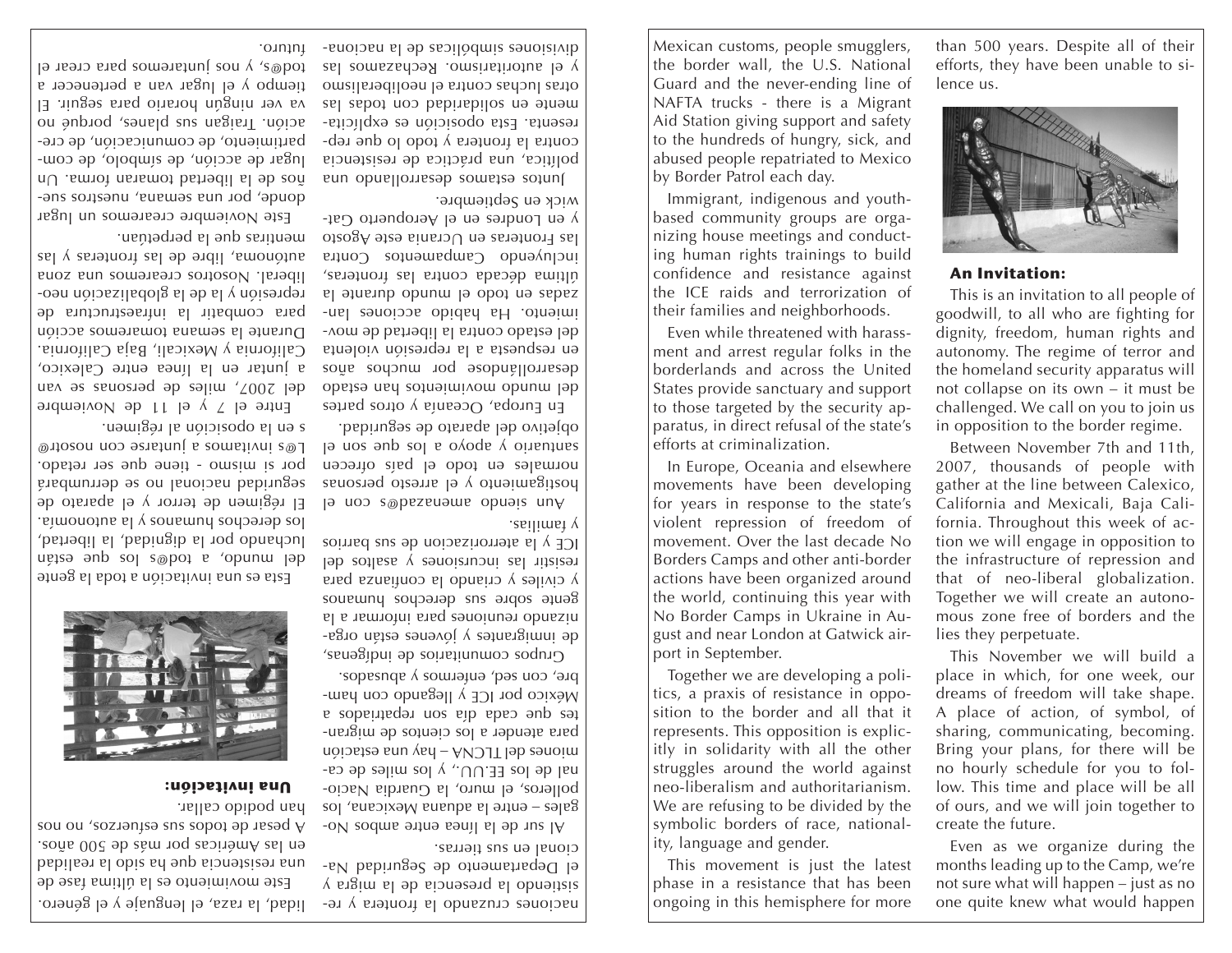naciones cruzando la frontera y resistiendo la presencia de la migra y el Departamento de Seguridad Nacional en sus tierras.

Al sur de la línea entre ambos Nogales – entre la aduana Mexicana, los polleros, el muro, la Guardia Nacional de los EE.UU., y los miles de camiones del TLCNA – hay una estación para atender a los cientos de migrantes que cada día son repatriados a México por ICE y llegando con hambre, con sed, enfermos y abusados.

Grupos comunitarios de indígenas, de inmigrantes y jóvenes están organizando reuniones para informar a la gente sobre sus derechos humanos y civiles y criando la confianza para resistir las incursiones y asaltos del ICE y la aterrorización de sus barrios y familias.

Aun siendo amenazad@s con el hostigamiento y el arresto personas normales en todo el país ofrecen santuario y apoyo a los que son el objetivo del aparato de seguridad.

En Europa, Oceanía y otros partes del mundo movimientos han estado desarrollándose por muchos años en respuesta a la represión violenta del estado contra la libertad de movimiento. Ha habido acciones lanzadas en todo el mundo durante la última década contra las fronteras, incluyendo Campamentos Contra las Fronteras en Ucrania este Agosto y en Londres en el Aeropuerto Gatwick en Septiembre.

Juntos estamos desarrollando una política, una práctica de resistencia contra la frontera y todo lo que representa. Esta oposición es explícitamente en solidaridad con todas las otras luchas contra el neoliberalismo y el autoritarismo. Rechazamos las divisiones simbólicas de la nacionalidad, la raza, el lenguaje y el género.

Este movimiento es la última fase de una resistencia que ha sido la realidad en las Américas por más de 500 años. A pesar de todos sus esfuerzos, no nos han podido callar.

**Una invitación:**

Esta es una invitación a toda la gente del mundo, a tod@s los que están luchando por la dignidad, la libertad, los derechos humanos y la autonomía. El régimen de terror y el aparato de seguridad nacional no se derrumbará por sí mismo - tiene que ser retado. L@s invitamos a juntarse con nosotr@s en la oposición al régimen.

Entre el 7 y el 11 de Noviembre del 2007, miles de personas se van a juntar en la línea entre Calexico, California y Mexicali, Baja California. Durante la semana tomaremos acción para combatir la infraestructura de represión y la de la globalización neoliberal. Nosotros crearemos una zona autónoma, libre de las fronteras y las mentiras que la perpetúan.

Este Noviembre crearemos un lugar donde, por una semana, nuestros sueños de la libertad tomaran forma. Un lugar de acción, de símbolo, de compartimiento, de comunicación, de creación. Traigan sus planes, porqué no va ver ningún horario para seguir. El tiempo y el lugar van a pertenecer a tod@s, y nos juntaremos para crear el futuro.

Mexican customs, people smugglers, the border wall, the U.S. National Guard and the never-ending line of NAFTA trucks - there is a Migrant Aid Station giving support and safety to the hundreds of hungry, sick, and abused people repatriated to Mexico by Border Patrol each day.

Immigrant, indigenous and youth-based community groups are organizing house meetings and conducting human rights trainings to build confidence and resistance against the ICE raids and terrorization of their families and neighborhoods.

Even while threatened with harassment and arrest regular folks in the borderlands and across the United States provide sanctuary and support to those targeted by the security apparatus, in direct refusal of the state's efforts at criminalization.

In Europe, Oceania and elsewhere movements have been developing for years in response to the state's violent repression of freedom of movement. Over the last decade No Borders Camps and other anti-border actions have been organized around the world, continuing this year with No Border Camps in Ukraine in August and near London at Gatwick airport in September.

Together we are developing a politics, a praxis of resistance in opposition to the border and all that it represents. This opposition is explicitly in solidarity with all the other struggles around the world against neo-liberalism and authoritarianism. We are refusing to be divided by the symbolic borders of race, nationality, language and gender.

This movement is just the latest phase in a resistance that has been ongoing in this hemisphere for more than 500 years. Despite all of their efforts, they have been unable to silence us.

**An Invitation:**

This is an invitation to all people of goodwill, to all who are fighting for dignity, freedom, human rights and autonomy. The regime of terror and the homeland security apparatus will not collapse on its own – it must be challenged. We call on you to join us in opposition to the border regime.

Between November 7th and 11th, 2007, thousands of people with gather at the line between Calexico, California and Mexicali, Baja California. Throughout this week of action we will engage in opposition to the infrastructure of repression and that of neo-liberal globalization. Together we will create an autonomous zone free of borders and the lies they perpetuate.

This November we will build a place in which, for one week, our dreams of freedom will take shape. A place of action, of symbol, of sharing, communicating, becoming. Bring your plans, for there will be no hourly schedule for you to follow. This time and place will be all of ours, and we will join together to create the future.

Even as we organize during the months leading up to the Camp, we're not sure what will happen – just as no one quite knew what would happen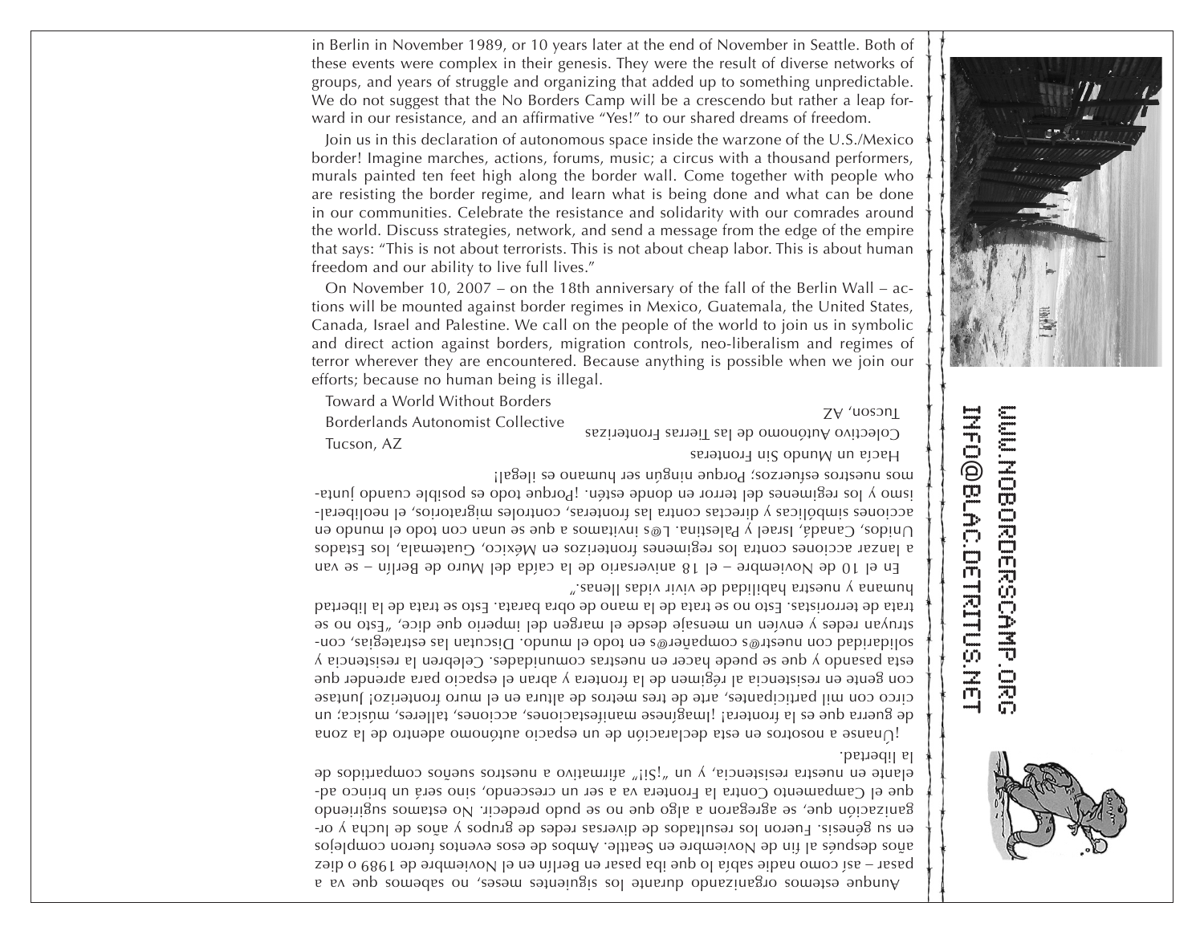in Berlin in November 1989, or 10 years later at the end of November in Seattle. Both of these events were complex in their genesis. They were the result of diverse networks of groups, and years of struggle and organizing that added up to something unpredictable. We do not suggest that the No Borders Camp will be a crescendo but rather a leap forward in our resistance, and an affirmative "Yes!" to our shared dreams of freedom.

Join us in this declaration of autonomous space inside the warzone of the U.S./Mexico border! Imagine marches, actions, forums, music; a circus with a thousand performers, murals painted ten feet high along the border wall. Come together with people who are resisting the border regime, and learn what is being done and what can be done in our communities. Celebrate the resistance and solidarity with our comrades around the world. Discuss strategies, network, and send a message from the edge of the empire that says: "This is not about terrorists. This is not about cheap labor. This is about human freedom and our ability to live full lives."

On November 10, 2007 – on the 18th anniversary of the fall of the Berlin Wall – actions will be mounted against border regimes in Mexico, Guatemala, the United States, Canada, Israel and Palestine. We call on the people of the world to join us in symbolic and direct action against borders, migration controls, neo-liberalism and regimes of terror wherever they are encountered. Because anything is possible when we join our efforts; because no human being is illegal.

Toward a World Without Borders

Borderlands Autonomist Collective

Tucson, AZ

Aunque estemos organizando durante los siguientes meses, no sabemos que va a pasar – así como nadie sabía lo que iba pasar en Berlín en el Noviembre de 1989 o diez años después al fin de Noviembre en Seattle. Ambos de esos eventos fueron complejos en su génesis. Fueron los resultados de diversas redes de grupos y años de lucha y organización que, se agregaron a algo que no se pudo predecir. No estamos sugiriendo que el Campamento Contra la Frontera va a ser un crescendo, sino será un brinco adelante en nuestra resistencia, y un "¡Si!" afirmativo a nuestros sueños compartidos de la libertad.

¡Únanse a nosotros en esta declaración de un espacio autónomo adentro de la zona de guerra que es la frontera! ¡Imagínese manifestaciones, acciones, talleres, música; un circo con mil participantes, arte de tres metros de altura en el muro fronterizo! Juntase con gente en resistencia al régimen de la frontera y abran el espacio para aprender que esta pasando y que se puede hacer en nuestras comunidades. Celebren la resistencia y solidaridad con nuestr@s compañer@s en todo el mundo. Discutan las estrategias, construyan redes y envíen un mensaje desde el margen del imperio que dice, „Esto no se trata de terroristas. Esto no se trata de la mano de obra barata. Esto se trata de la libertad humana y nuestra habilidad de vivir vidas llenas."

En el 10 de Noviembre – el 18 aniversario de la caída del Muro de Berlín – se van a lanzar acciones contra los regímenes fronterizos en México, Guatemala, los Estados Unidos, Canadá, Israel y Palestina. L@s invitamos a que se unan con todo el mundo en acciones simbólicas y directas contra las fronteras, controles migratorios, el neoliberalismo y los regímenes del terror en donde estén. ¡Porque todo es posible cuando juntamos nuestros esfuerzos; Porque ningún ser humano es ilegal!

Hacía un Mundo Sin Fronteras

Colectivo Autónomo de las Tierras Fronterizas

Tucson, AZ

WWW.NOBORDERSCAMP.ORG

INFO@BLAC.DETRITUS.NET